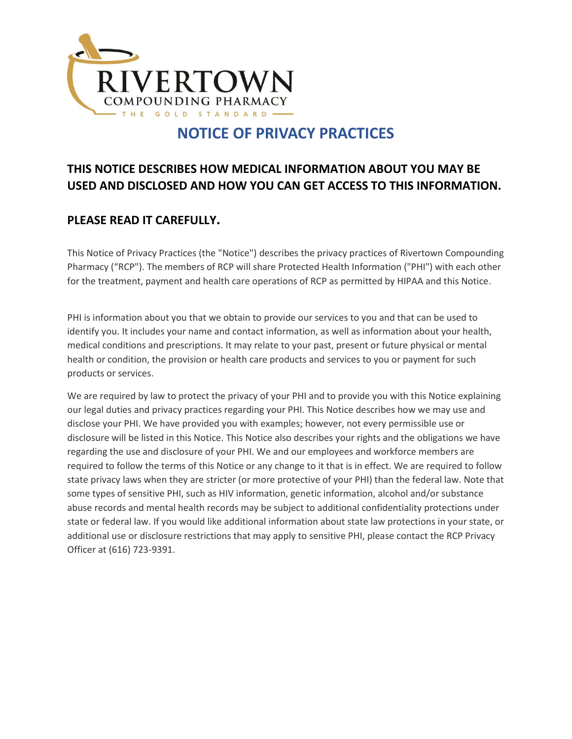RIVERTOWN

COMPOUNDING PHARMACY

THE GOLD STANDARD

# NOTICE OF PRIVACY PRACTICES

## THIS NOTICE DESCRIBES HOW MEDICAL INFORMATION ABOUT YOU MAY BE USED AND DISCLOSED AND HOW YOU CAN GET ACCESS TO THIS INFORMATION.

## PLEASE READ IT CAREFULLY.

This Notice of Privacy Practices (the "Notice") describes the privacy practices of Rivertown Compounding Pharmacy ("RCP"). The members of RCP will share Protected Health Information ("PHI") with each other for the treatment, payment and health care operations of RCP as permitted by HIPAA and this Notice.

PHI is information about you that we obtain to provide our services to you and that can be used to identify you. It includes your name and contact information, as well as information about your health, medical conditions and prescriptions. It may relate to your past, present or future physical or mental health or condition, the provision or health care products and services to you or payment for such products or services.

We are required by law to protect the privacy of your PHI and to provide you with this Notice explaining our legal duties and privacy practices regarding your PHI. This Notice describes how we may use and disclose your PHI. We have provided you with examples; however, not every permissible use or disclosure will be listed in this Notice. This Notice also describes your rights and the obligations we have regarding the use and disclosure of your PHI. We and our employees and workforce members are required to follow the terms of this Notice or any change to it that is in effect. We are required to follow state privacy laws when they are stricter (or more protective of your PHI) than the federal law. Note that some types of sensitive PHI, such as HIV information, genetic information, alcohol and/or substance abuse records and mental health records may be subject to additional confidentiality protections under state or federal law. If you would like additional information about state law protections in your state, or additional use or disclosure restrictions that may apply to sensitive PHI, please contact the RCP Privacy Officer at (616) 723-9391.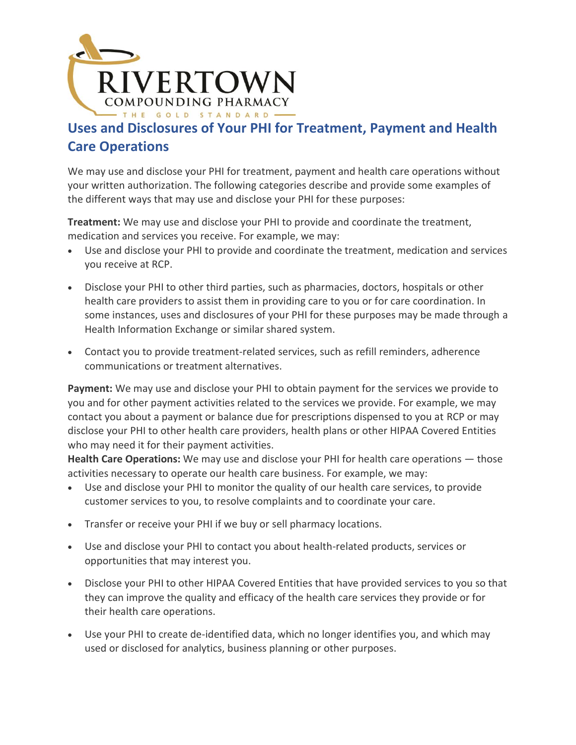## Uses and Disclosures of Your PHI for Treatment, Payment and Health Care Operations

We may use and disclose your PHI for treatment, payment and health care operations without your written authorization. The following categories describe and provide some examples of the different ways that may use and disclose your PHI for these purposes:

**Treatment:** We may use and disclose your PHI to provide and coordinate the treatment, medication and services you receive. For example, we may:

- Use and disclose your PHI to provide and coordinate the treatment, medication and services you receive at RCP.
- Disclose your PHI to other third parties, such as pharmacies, doctors, hospitals or other health care providers to assist them in providing care to you or for care coordination. In some instances, uses and disclosures of your PHI for these purposes may be made through a Health Information Exchange or similar shared system.
- Contact you to provide treatment-related services, such as refill reminders, adherence communications or treatment alternatives.

**Payment:** We may use and disclose your PHI to obtain payment for the services we provide to you and for other payment activities related to the services we provide. For example, we may contact you about a payment or balance due for prescriptions dispensed to you at RCP or may disclose your PHI to other health care providers, health plans or other HIPAA Covered Entities who may need it for their payment activities.

**Health Care Operations:** We may use and disclose your PHI for health care operations — those activities necessary to operate our health care business. For example, we may:

- Use and disclose your PHI to monitor the quality of our health care services, to provide customer services to you, to resolve complaints and to coordinate your care.
- Transfer or receive your PHI if we buy or sell pharmacy locations.
- Use and disclose your PHI to contact you about health-related products, services or opportunities that may interest you.
- Disclose your PHI to other HIPAA Covered Entities that have provided services to you so that they can improve the quality and efficacy of the health care services they provide or for their health care operations.
- Use your PHI to create de-identified data, which no longer identifies you, and which may used or disclosed for analytics, business planning or other purposes.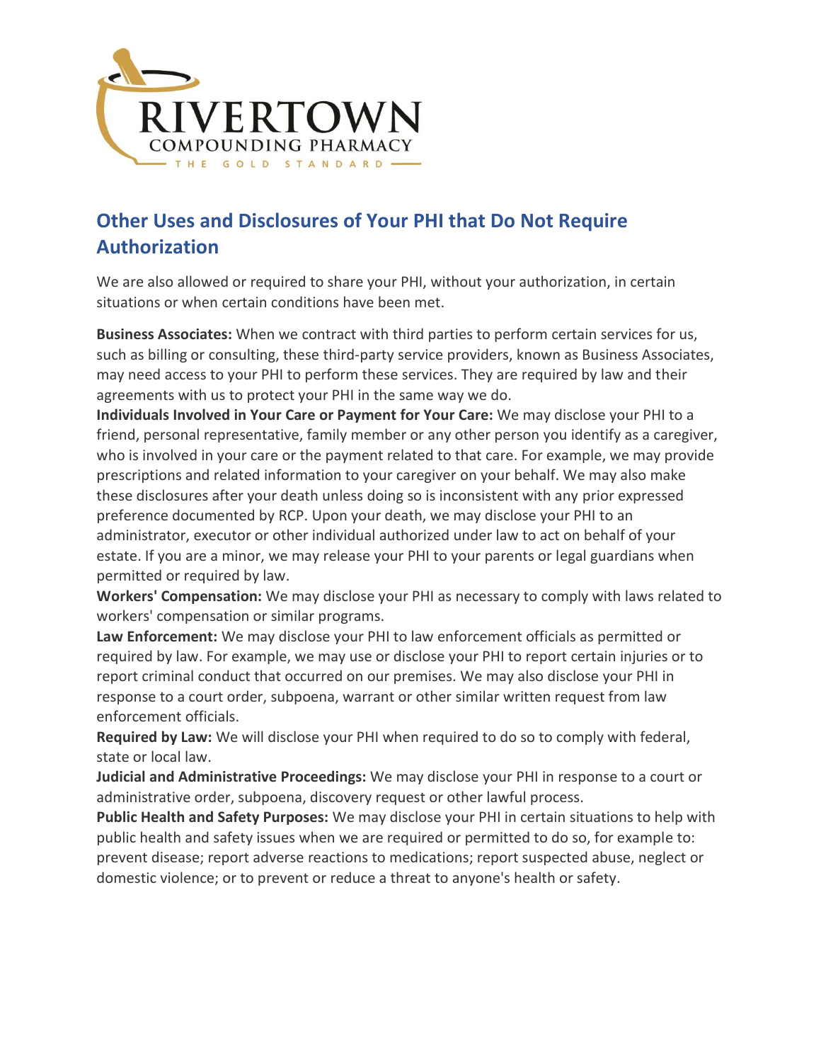## Other Uses and Disclosures of Your PHI that Do Not Require Authorization

We are also allowed or required to share your PHI, without your authorization, in certain situations or when certain conditions have been met.

**Business Associates:** When we contract with third parties to perform certain services for us, such as billing or consulting, these third-party service providers, known as Business Associates, may need access to your PHI to perform these services. They are required by law and their agreements with us to protect your PHI in the same way we do.

**Individuals Involved in Your Care or Payment for Your Care:** We may disclose your PHI to a friend, personal representative, family member or any other person you identify as a caregiver, who is involved in your care or the payment related to that care. For example, we may provide prescriptions and related information to your caregiver on your behalf. We may also make these disclosures after your death unless doing so is inconsistent with any prior expressed preference documented by RCP. Upon your death, we may disclose your PHI to an administrator, executor or other individual authorized under law to act on behalf of your estate. If you are a minor, we may release your PHI to your parents or legal guardians when permitted or required by law.

**Workers' Compensation:** We may disclose your PHI as necessary to comply with laws related to workers' compensation or similar programs.

**Law Enforcement:** We may disclose your PHI to law enforcement officials as permitted or required by law. For example, we may use or disclose your PHI to report certain injuries or to report criminal conduct that occurred on our premises. We may also disclose your PHI in response to a court order, subpoena, warrant or other similar written request from law enforcement officials.

**Required by Law:** We will disclose your PHI when required to do so to comply with federal, state or local law.

**Judicial and Administrative Proceedings:** We may disclose your PHI in response to a court or administrative order, subpoena, discovery request or other lawful process.

**Public Health and Safety Purposes:** We may disclose your PHI in certain situations to help with public health and safety issues when we are required or permitted to do so, for example to: prevent disease; report adverse reactions to medications; report suspected abuse, neglect or domestic violence; or to prevent or reduce a threat to anyone's health or safety.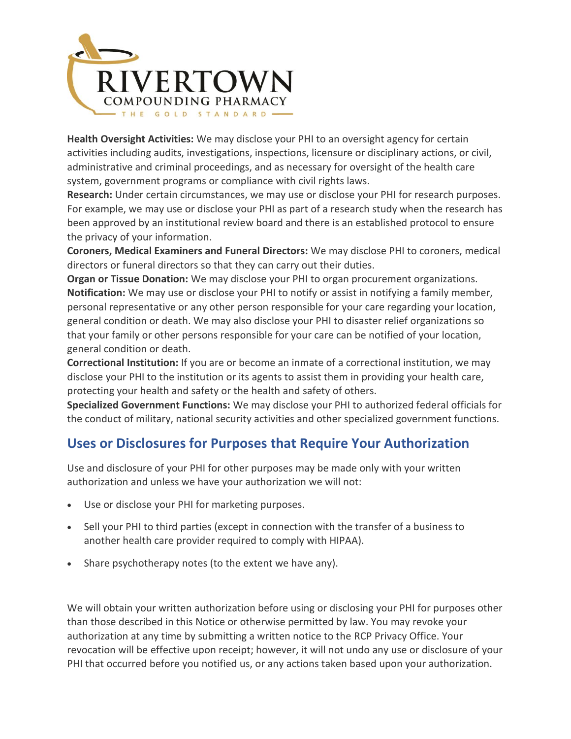**Health Oversight Activities:** We may disclose your PHI to an oversight agency for certain activities including audits, investigations, inspections, licensure or disciplinary actions, or civil, administrative and criminal proceedings, and as necessary for oversight of the health care system, government programs or compliance with civil rights laws.

**Research:** Under certain circumstances, we may use or disclose your PHI for research purposes. For example, we may use or disclose your PHI as part of a research study when the research has been approved by an institutional review board and there is an established protocol to ensure the privacy of your information.

**Coroners, Medical Examiners and Funeral Directors:** We may disclose PHI to coroners, medical directors or funeral directors so that they can carry out their duties.

**Organ or Tissue Donation:** We may disclose your PHI to organ procurement organizations.

**Notification:** We may use or disclose your PHI to notify or assist in notifying a family member, personal representative or any other person responsible for your care regarding your location, general condition or death. We may also disclose your PHI to disaster relief organizations so that your family or other persons responsible for your care can be notified of your location, general condition or death.

**Correctional Institution:** If you are or become an inmate of a correctional institution, we may disclose your PHI to the institution or its agents to assist them in providing your health care, protecting your health and safety or the health and safety of others.

**Specialized Government Functions:** We may disclose your PHI to authorized federal officials for the conduct of military, national security activities and other specialized government functions.

## Uses or Disclosures for Purposes that Require Your Authorization

Use and disclosure of your PHI for other purposes may be made only with your written authorization and unless we have your authorization we will not:

- Use or disclose your PHI for marketing purposes.
- Sell your PHI to third parties (except in connection with the transfer of a business to another health care provider required to comply with HIPAA).
- Share psychotherapy notes (to the extent we have any).

We will obtain your written authorization before using or disclosing your PHI for purposes other than those described in this Notice or otherwise permitted by law. You may revoke your authorization at any time by submitting a written notice to the RCP Privacy Office. Your revocation will be effective upon receipt; however, it will not undo any use or disclosure of your PHI that occurred before you notified us, or any actions taken based upon your authorization.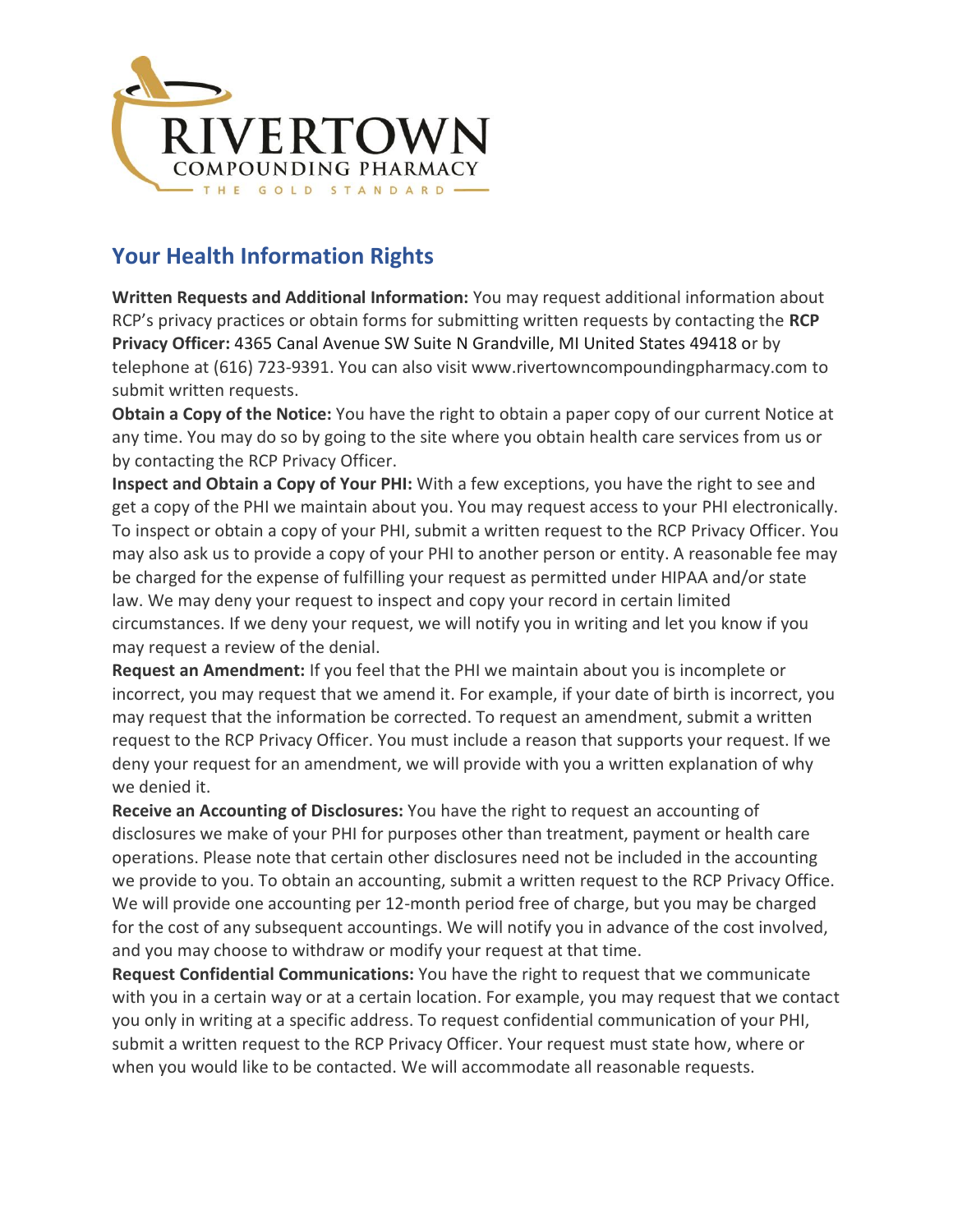## Your Health Information Rights

**Written Requests and Additional Information:** You may request additional information about RCP's privacy practices or obtain forms for submitting written requests by contacting the **RCP Privacy Officer:** 4365 Canal Avenue SW Suite N Grandville, MI United States 49418 or by telephone at (616) 723-9391. You can also visit www.rivertowncompoundingpharmacy.com to submit written requests.

**Obtain a Copy of the Notice:** You have the right to obtain a paper copy of our current Notice at any time. You may do so by going to the site where you obtain health care services from us or by contacting the RCP Privacy Officer.

**Inspect and Obtain a Copy of Your PHI:** With a few exceptions, you have the right to see and get a copy of the PHI we maintain about you. You may request access to your PHI electronically. To inspect or obtain a copy of your PHI, submit a written request to the RCP Privacy Officer. You may also ask us to provide a copy of your PHI to another person or entity. A reasonable fee may be charged for the expense of fulfilling your request as permitted under HIPAA and/or state law. We may deny your request to inspect and copy your record in certain limited circumstances. If we deny your request, we will notify you in writing and let you know if you may request a review of the denial.

**Request an Amendment:** If you feel that the PHI we maintain about you is incomplete or incorrect, you may request that we amend it. For example, if your date of birth is incorrect, you may request that the information be corrected. To request an amendment, submit a written request to the RCP Privacy Officer. You must include a reason that supports your request. If we deny your request for an amendment, we will provide with you a written explanation of why we denied it.

**Receive an Accounting of Disclosures:** You have the right to request an accounting of disclosures we make of your PHI for purposes other than treatment, payment or health care operations. Please note that certain other disclosures need not be included in the accounting we provide to you. To obtain an accounting, submit a written request to the RCP Privacy Office. We will provide one accounting per 12-month period free of charge, but you may be charged for the cost of any subsequent accountings. We will notify you in advance of the cost involved, and you may choose to withdraw or modify your request at that time.

**Request Confidential Communications:** You have the right to request that we communicate with you in a certain way or at a certain location. For example, you may request that we contact you only in writing at a specific address. To request confidential communication of your PHI, submit a written request to the RCP Privacy Officer. Your request must state how, where or when you would like to be contacted. We will accommodate all reasonable requests.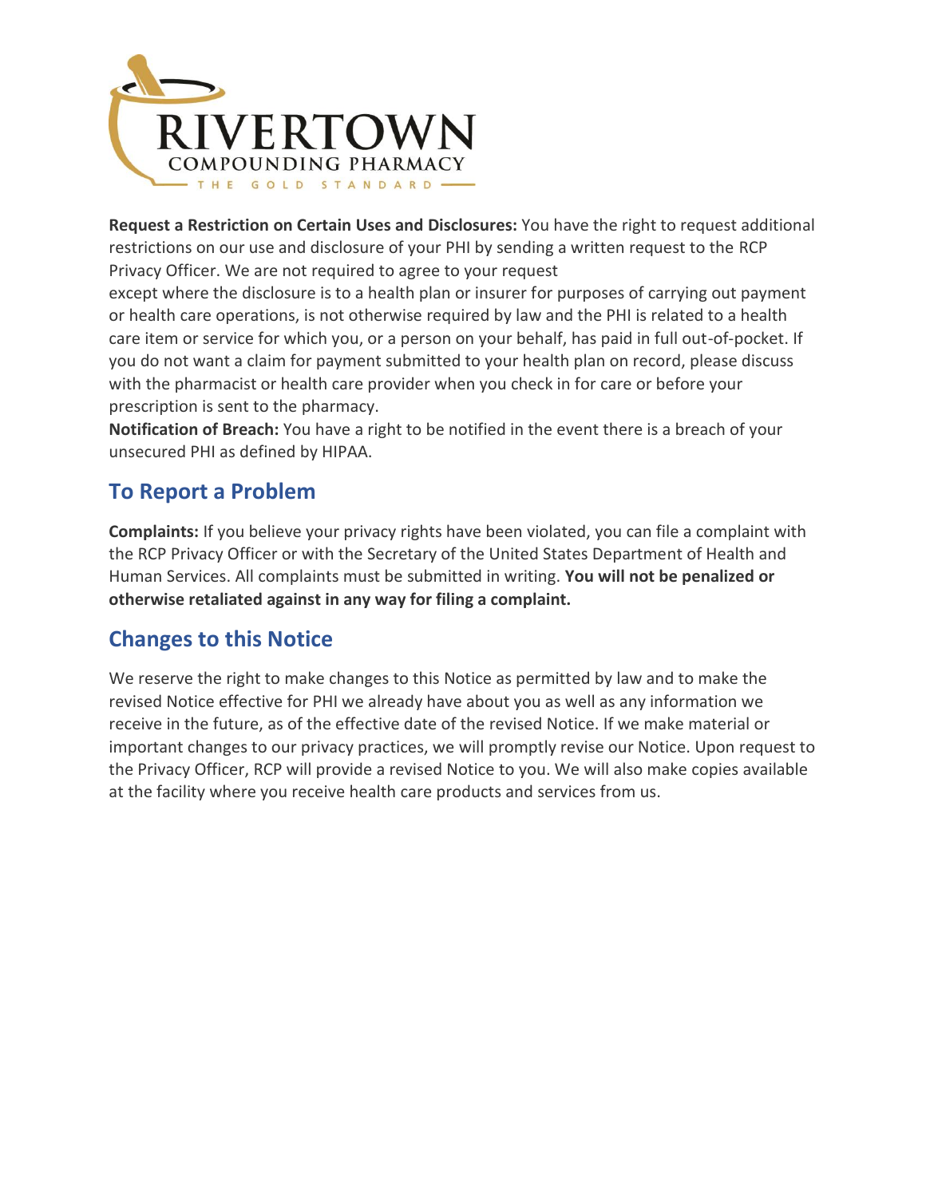**Request a Restriction on Certain Uses and Disclosures:** You have the right to request additional restrictions on our use and disclosure of your PHI by sending a written request to the RCP Privacy Officer. We are not required to agree to your request except where the disclosure is to a health plan or insurer for purposes of carrying out payment or health care operations, is not otherwise required by law and the PHI is related to a health care item or service for which you, or a person on your behalf, has paid in full out-of-pocket. If you do not want a claim for payment submitted to your health plan on record, please discuss with the pharmacist or health care provider when you check in for care or before your prescription is sent to the pharmacy.

**Notification of Breach:** You have a right to be notified in the event there is a breach of your unsecured PHI as defined by HIPAA.

## To Report a Problem

**Complaints:** If you believe your privacy rights have been violated, you can file a complaint with the RCP Privacy Officer or with the Secretary of the United States Department of Health and Human Services. All complaints must be submitted in writing. **You will not be penalized or otherwise retaliated against in any way for filing a complaint.**

## Changes to this Notice

We reserve the right to make changes to this Notice as permitted by law and to make the revised Notice effective for PHI we already have about you as well as any information we receive in the future, as of the effective date of the revised Notice. If we make material or important changes to our privacy practices, we will promptly revise our Notice. Upon request to the Privacy Officer, RCP will provide a revised Notice to you. We will also make copies available at the facility where you receive health care products and services from us.